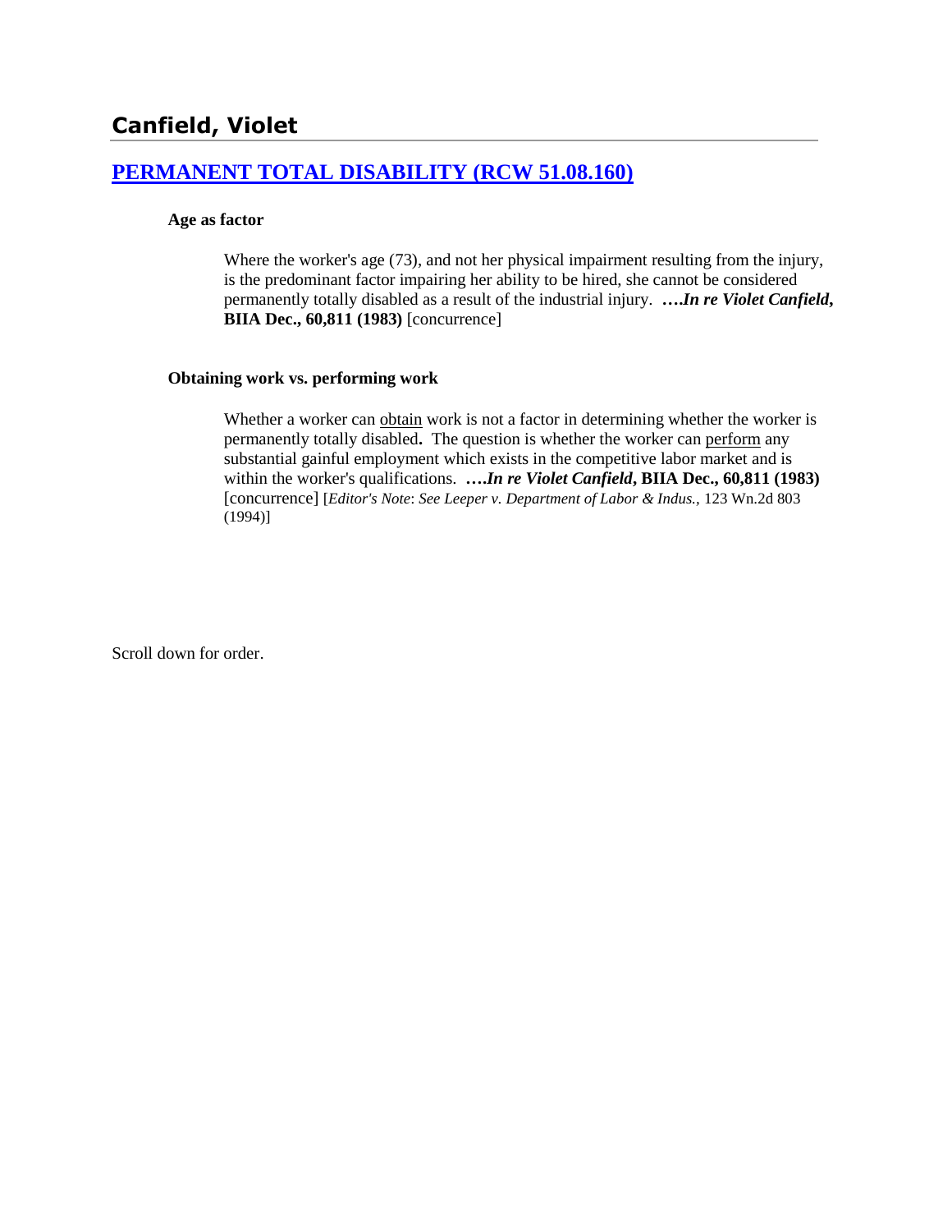# Canfield, Violet

## [PERMANENT TOTAL DISABILITY (RCW 51.08.160)]

### Age as factor

Where the worker's age (73), and not her physical impairment resulting from the injury, is the predominant factor impairing her ability to be hired, she cannot be considered permanently totally disabled as a result of the industrial injury. ***….In re Violet Canfield*, BIIA Dec., 60,811 (1983)** [concurrence]

### Obtaining work vs. performing work

Whether a worker can obtain work is not a factor in determining whether the worker is permanently totally disabled**.** The question is whether the worker can perform any substantial gainful employment which exists in the competitive labor market and is within the worker's qualifications. ***….In re Violet Canfield*, BIIA Dec., 60,811 (1983)** [concurrence] [*Editor's Note*: *See Leeper v. Department of Labor & Indus.*, 123 Wn.2d 803 (1994)]

Scroll down for order.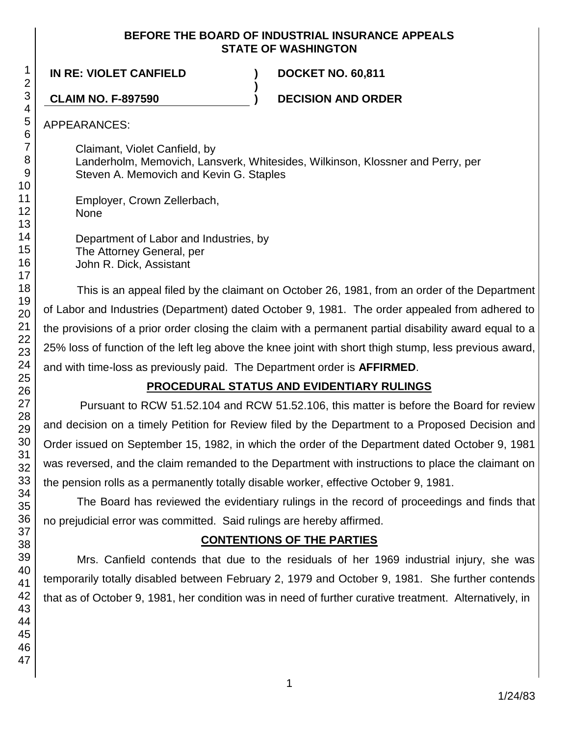**BEFORE THE BOARD OF INDUSTRIAL INSURANCE APPEALS**
**STATE OF WASHINGTON**

| | | |
|---|---|---|
| **IN RE: VIOLET CANFIELD** | **)** | **DOCKET NO. 60,811** |
| | **)** | |
| **CLAIM NO. F-897590** | **)** | **DECISION AND ORDER** |

APPEARANCES:

Claimant, Violet Canfield, by
Landerholm, Memovich, Lansverk, Whitesides, Wilkinson, Klossner and Perry, per
Steven A. Memovich and Kevin G. Staples

Employer, Crown Zellerbach,
None

Department of Labor and Industries, by
The Attorney General, per
John R. Dick, Assistant

This is an appeal filed by the claimant on October 26, 1981, from an order of the Department of Labor and Industries (Department) dated October 9, 1981. The order appealed from adhered to the provisions of a prior order closing the claim with a permanent partial disability award equal to a 25% loss of function of the left leg above the knee joint with short thigh stump, less previous award, and with time-loss as previously paid. The Department order is **AFFIRMED**.

## PROCEDURAL STATUS AND EVIDENTIARY RULINGS

Pursuant to RCW 51.52.104 and RCW 51.52.106, this matter is before the Board for review and decision on a timely Petition for Review filed by the Department to a Proposed Decision and Order issued on September 15, 1982, in which the order of the Department dated October 9, 1981 was reversed, and the claim remanded to the Department with instructions to place the claimant on the pension rolls as a permanently totally disable worker, effective October 9, 1981.

The Board has reviewed the evidentiary rulings in the record of proceedings and finds that no prejudicial error was committed. Said rulings are hereby affirmed.

## CONTENTIONS OF THE PARTIES

Mrs. Canfield contends that due to the residuals of her 1969 industrial injury, she was temporarily totally disabled between February 2, 1979 and October 9, 1981. She further contends that as of October 9, 1981, her condition was in need of further curative treatment. Alternatively, in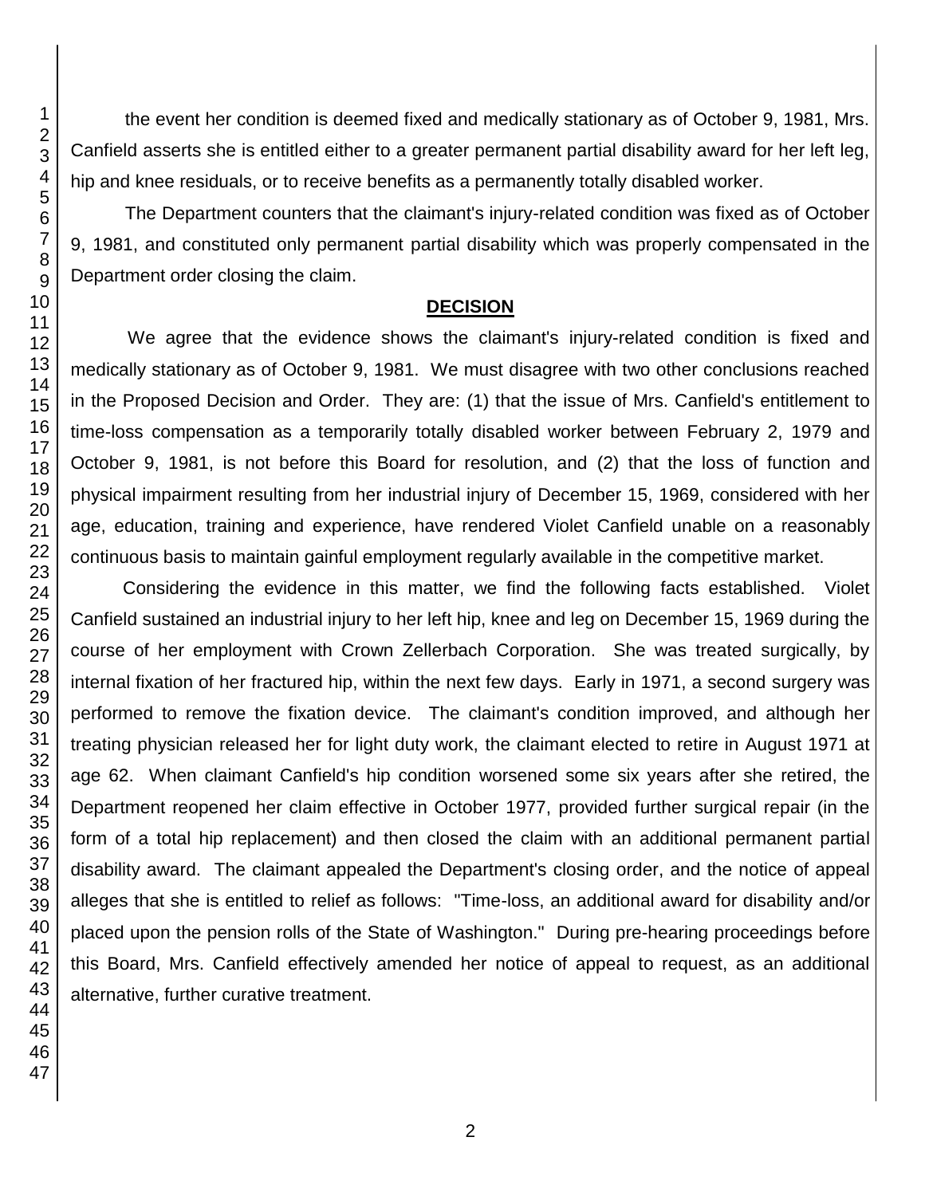the event her condition is deemed fixed and medically stationary as of October 9, 1981, Mrs. Canfield asserts she is entitled either to a greater permanent partial disability award for her left leg, hip and knee residuals, or to receive benefits as a permanently totally disabled worker.

The Department counters that the claimant's injury-related condition was fixed as of October 9, 1981, and constituted only permanent partial disability which was properly compensated in the Department order closing the claim.

## DECISION

We agree that the evidence shows the claimant's injury-related condition is fixed and medically stationary as of October 9, 1981. We must disagree with two other conclusions reached in the Proposed Decision and Order. They are: (1) that the issue of Mrs. Canfield's entitlement to time-loss compensation as a temporarily totally disabled worker between February 2, 1979 and October 9, 1981, is not before this Board for resolution, and (2) that the loss of function and physical impairment resulting from her industrial injury of December 15, 1969, considered with her age, education, training and experience, have rendered Violet Canfield unable on a reasonably continuous basis to maintain gainful employment regularly available in the competitive market.

Considering the evidence in this matter, we find the following facts established. Violet Canfield sustained an industrial injury to her left hip, knee and leg on December 15, 1969 during the course of her employment with Crown Zellerbach Corporation. She was treated surgically, by internal fixation of her fractured hip, within the next few days. Early in 1971, a second surgery was performed to remove the fixation device. The claimant's condition improved, and although her treating physician released her for light duty work, the claimant elected to retire in August 1971 at age 62. When claimant Canfield's hip condition worsened some six years after she retired, the Department reopened her claim effective in October 1977, provided further surgical repair (in the form of a total hip replacement) and then closed the claim with an additional permanent partial disability award. The claimant appealed the Department's closing order, and the notice of appeal alleges that she is entitled to relief as follows: "Time-loss, an additional award for disability and/or placed upon the pension rolls of the State of Washington." During pre-hearing proceedings before this Board, Mrs. Canfield effectively amended her notice of appeal to request, as an additional alternative, further curative treatment.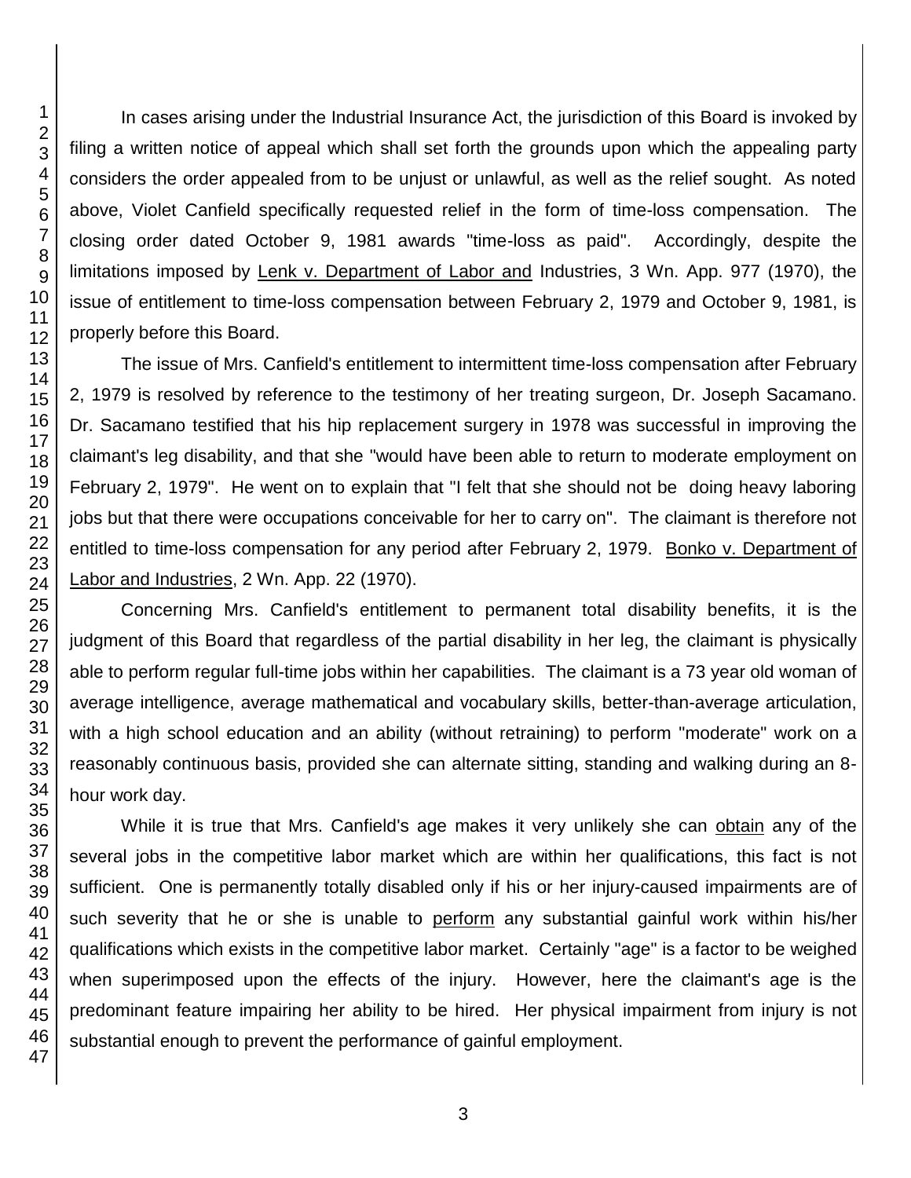In cases arising under the Industrial Insurance Act, the jurisdiction of this Board is invoked by filing a written notice of appeal which shall set forth the grounds upon which the appealing party considers the order appealed from to be unjust or unlawful, as well as the relief sought. As noted above, Violet Canfield specifically requested relief in the form of time-loss compensation. The closing order dated October 9, 1981 awards "time-loss as paid". Accordingly, despite the limitations imposed by Lenk v. Department of Labor and Industries, 3 Wn. App. 977 (1970), the issue of entitlement to time-loss compensation between February 2, 1979 and October 9, 1981, is properly before this Board.

The issue of Mrs. Canfield's entitlement to intermittent time-loss compensation after February 2, 1979 is resolved by reference to the testimony of her treating surgeon, Dr. Joseph Sacamano. Dr. Sacamano testified that his hip replacement surgery in 1978 was successful in improving the claimant's leg disability, and that she "would have been able to return to moderate employment on February 2, 1979". He went on to explain that "I felt that she should not be doing heavy laboring jobs but that there were occupations conceivable for her to carry on". The claimant is therefore not entitled to time-loss compensation for any period after February 2, 1979. Bonko v. Department of Labor and Industries, 2 Wn. App. 22 (1970).

Concerning Mrs. Canfield's entitlement to permanent total disability benefits, it is the judgment of this Board that regardless of the partial disability in her leg, the claimant is physically able to perform regular full-time jobs within her capabilities. The claimant is a 73 year old woman of average intelligence, average mathematical and vocabulary skills, better-than-average articulation, with a high school education and an ability (without retraining) to perform "moderate" work on a reasonably continuous basis, provided she can alternate sitting, standing and walking during an 8-hour work day.

While it is true that Mrs. Canfield's age makes it very unlikely she can obtain any of the several jobs in the competitive labor market which are within her qualifications, this fact is not sufficient. One is permanently totally disabled only if his or her injury-caused impairments are of such severity that he or she is unable to perform any substantial gainful work within his/her qualifications which exists in the competitive labor market. Certainly "age" is a factor to be weighed when superimposed upon the effects of the injury. However, here the claimant's age is the predominant feature impairing her ability to be hired. Her physical impairment from injury is not substantial enough to prevent the performance of gainful employment.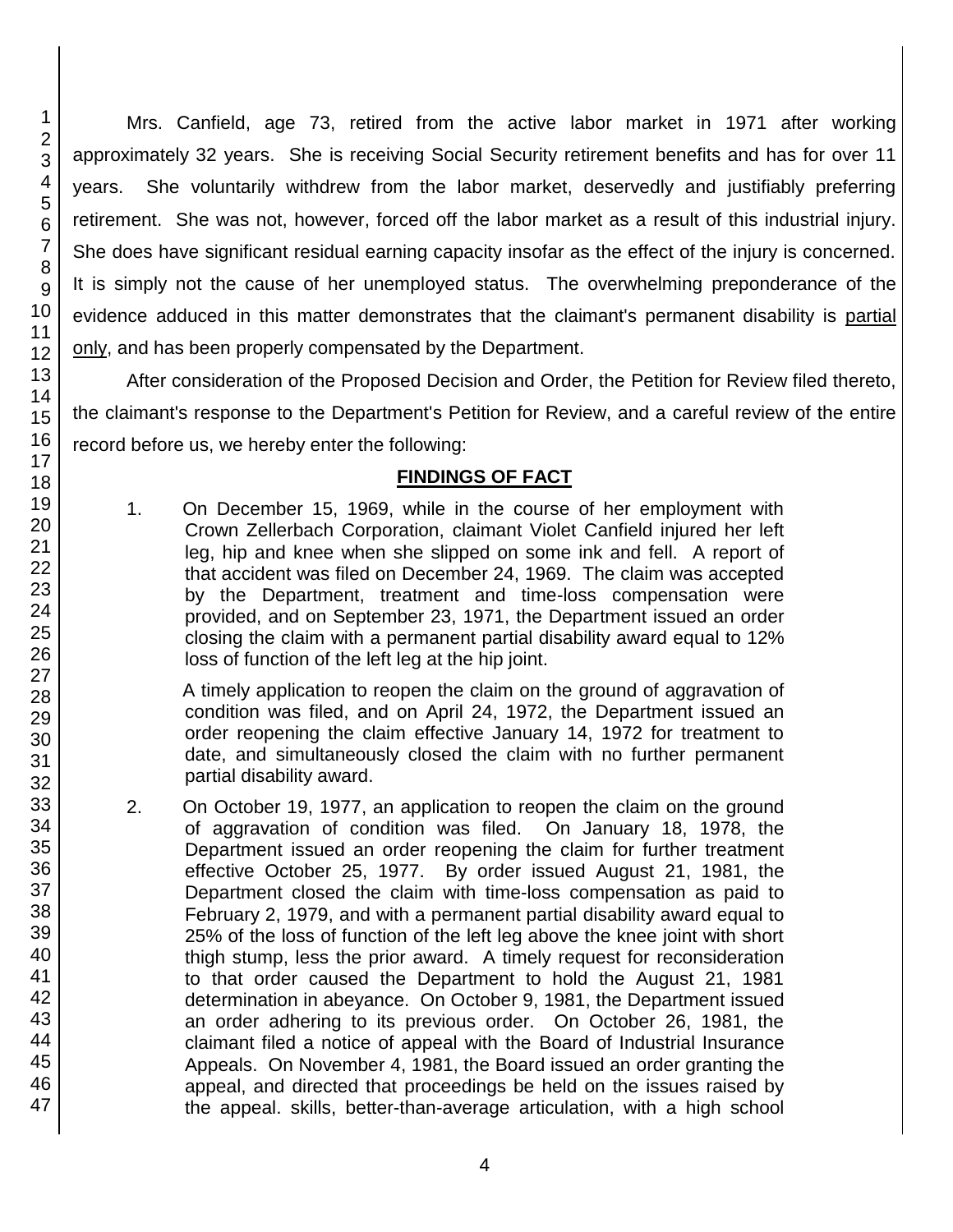Mrs. Canfield, age 73, retired from the active labor market in 1971 after working approximately 32 years. She is receiving Social Security retirement benefits and has for over 11 years. She voluntarily withdrew from the labor market, deservedly and justifiably preferring retirement. She was not, however, forced off the labor market as a result of this industrial injury. She does have significant residual earning capacity insofar as the effect of the injury is concerned. It is simply not the cause of her unemployed status. The overwhelming preponderance of the evidence adduced in this matter demonstrates that the claimant's permanent disability is partial only, and has been properly compensated by the Department.

After consideration of the Proposed Decision and Order, the Petition for Review filed thereto, the claimant's response to the Department's Petition for Review, and a careful review of the entire record before us, we hereby enter the following:

## FINDINGS OF FACT

1. On December 15, 1969, while in the course of her employment with Crown Zellerbach Corporation, claimant Violet Canfield injured her left leg, hip and knee when she slipped on some ink and fell. A report of that accident was filed on December 24, 1969. The claim was accepted by the Department, treatment and time-loss compensation were provided, and on September 23, 1971, the Department issued an order closing the claim with a permanent partial disability award equal to 12% loss of function of the left leg at the hip joint.

   A timely application to reopen the claim on the ground of aggravation of condition was filed, and on April 24, 1972, the Department issued an order reopening the claim effective January 14, 1972 for treatment to date, and simultaneously closed the claim with no further permanent partial disability award.

2. On October 19, 1977, an application to reopen the claim on the ground of aggravation of condition was filed. On January 18, 1978, the Department issued an order reopening the claim for further treatment effective October 25, 1977. By order issued August 21, 1981, the Department closed the claim with time-loss compensation as paid to February 2, 1979, and with a permanent partial disability award equal to 25% of the loss of function of the left leg above the knee joint with short thigh stump, less the prior award. A timely request for reconsideration to that order caused the Department to hold the August 21, 1981 determination in abeyance. On October 9, 1981, the Department issued an order adhering to its previous order. On October 26, 1981, the claimant filed a notice of appeal with the Board of Industrial Insurance Appeals. On November 4, 1981, the Board issued an order granting the appeal, and directed that proceedings be held on the issues raised by the appeal. skills, better-than-average articulation, with a high school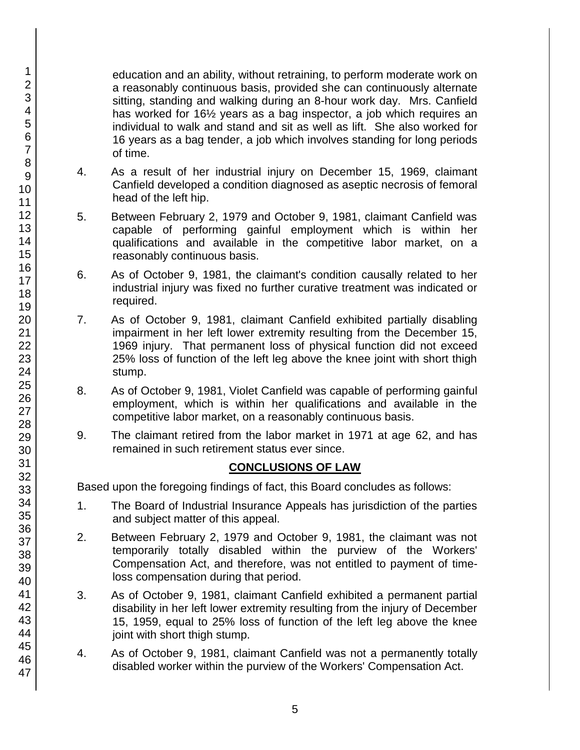education and an ability, without retraining, to perform moderate work on a reasonably continuous basis, provided she can continuously alternate sitting, standing and walking during an 8-hour work day. Mrs. Canfield has worked for 16½ years as a bag inspector, a job which requires an individual to walk and stand and sit as well as lift. She also worked for 16 years as a bag tender, a job which involves standing for long periods of time.

4. As a result of her industrial injury on December 15, 1969, claimant Canfield developed a condition diagnosed as aseptic necrosis of femoral head of the left hip.

5. Between February 2, 1979 and October 9, 1981, claimant Canfield was capable of performing gainful employment which is within her qualifications and available in the competitive labor market, on a reasonably continuous basis.

6. As of October 9, 1981, the claimant's condition causally related to her industrial injury was fixed no further curative treatment was indicated or required.

7. As of October 9, 1981, claimant Canfield exhibited partially disabling impairment in her left lower extremity resulting from the December 15, 1969 injury. That permanent loss of physical function did not exceed 25% loss of function of the left leg above the knee joint with short thigh stump.

8. As of October 9, 1981, Violet Canfield was capable of performing gainful employment, which is within her qualifications and available in the competitive labor market, on a reasonably continuous basis.

9. The claimant retired from the labor market in 1971 at age 62, and has remained in such retirement status ever since.

## CONCLUSIONS OF LAW

Based upon the foregoing findings of fact, this Board concludes as follows:

1. The Board of Industrial Insurance Appeals has jurisdiction of the parties and subject matter of this appeal.

2. Between February 2, 1979 and October 9, 1981, the claimant was not temporarily totally disabled within the purview of the Workers' Compensation Act, and therefore, was not entitled to payment of time-loss compensation during that period.

3. As of October 9, 1981, claimant Canfield exhibited a permanent partial disability in her left lower extremity resulting from the injury of December 15, 1959, equal to 25% loss of function of the left leg above the knee joint with short thigh stump.

4. As of October 9, 1981, claimant Canfield was not a permanently totally disabled worker within the purview of the Workers' Compensation Act.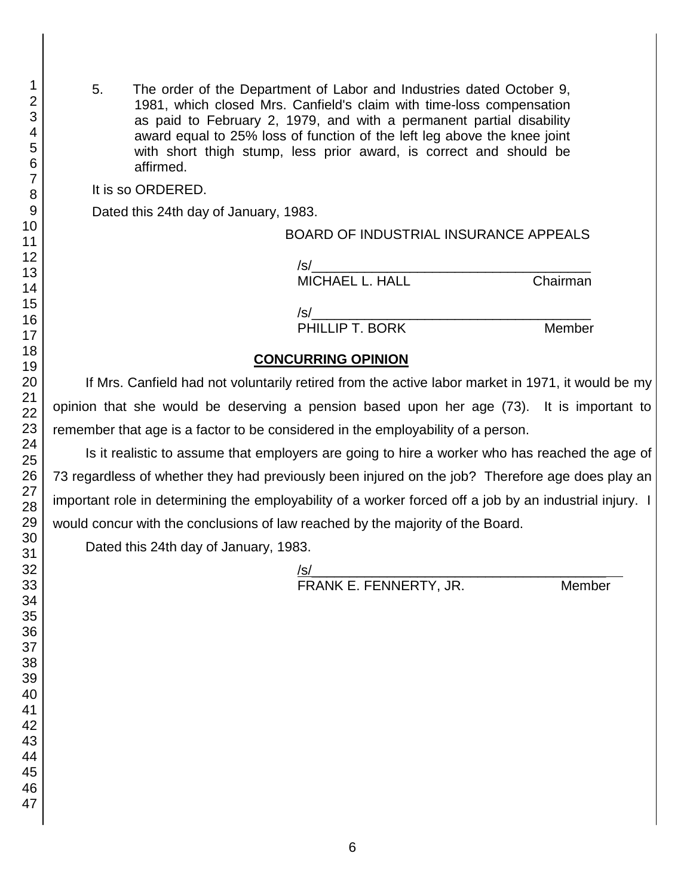5. The order of the Department of Labor and Industries dated October 9, 1981, which closed Mrs. Canfield's claim with time-loss compensation as paid to February 2, 1979, and with a permanent partial disability award equal to 25% loss of function of the left leg above the knee joint with short thigh stump, less prior award, is correct and should be affirmed.

It is so ORDERED.

Dated this 24th day of January, 1983.

BOARD OF INDUSTRIAL INSURANCE APPEALS

/s/_____________________________________
MICHAEL L. HALL Chairman

/s/_____________________________________
PHILLIP T. BORK Member

## CONCURRING OPINION

If Mrs. Canfield had not voluntarily retired from the active labor market in 1971, it would be my opinion that she would be deserving a pension based upon her age (73). It is important to remember that age is a factor to be considered in the employability of a person.

Is it realistic to assume that employers are going to hire a worker who has reached the age of 73 regardless of whether they had previously been injured on the job? Therefore age does play an important role in determining the employability of a worker forced off a job by an industrial injury. I would concur with the conclusions of law reached by the majority of the Board.

Dated this 24th day of January, 1983.

/s/_____________________________________
FRANK E. FENNERTY, JR. Member